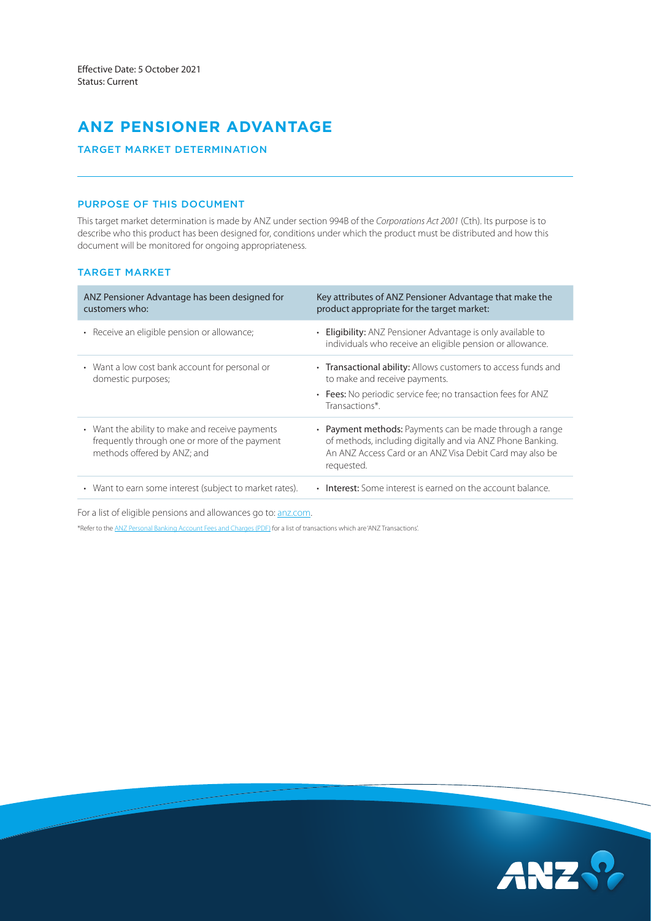Effective Date: 5 October 2021
Status: Current

# ANZ PENSIONER ADVANTAGE

## TARGET MARKET DETERMINATION

### PURPOSE OF THIS DOCUMENT

This target market determination is made by ANZ under section 994B of the *Corporations Act 2001* (Cth). Its purpose is to describe who this product has been designed for, conditions under which the product must be distributed and how this document will be monitored for ongoing appropriateness.

### TARGET MARKET

| ANZ Pensioner Advantage has been designed for customers who: | Key attributes of ANZ Pensioner Advantage that make the product appropriate for the target market: |
|---|---|
| • Receive an eligible pension or allowance; | • **Eligibility:** ANZ Pensioner Advantage is only available to individuals who receive an eligible pension or allowance. |
| • Want a low cost bank account for personal or domestic purposes; | • **Transactional ability:** Allows customers to access funds and to make and receive payments.<br>• **Fees:** No periodic service fee; no transaction fees for ANZ Transactions*. |
| • Want the ability to make and receive payments frequently through one or more of the payment methods offered by ANZ; and | • **Payment methods:** Payments can be made through a range of methods, including digitally and via ANZ Phone Banking. An ANZ Access Card or an ANZ Visa Debit Card may also be requested. |
| • Want to earn some interest (subject to market rates). | • **Interest:** Some interest is earned on the account balance. |

For a list of eligible pensions and allowances go to: anz.com.

*Refer to the ANZ Personal Banking Account Fees and Charges (PDF) for a list of transactions which are 'ANZ Transactions'.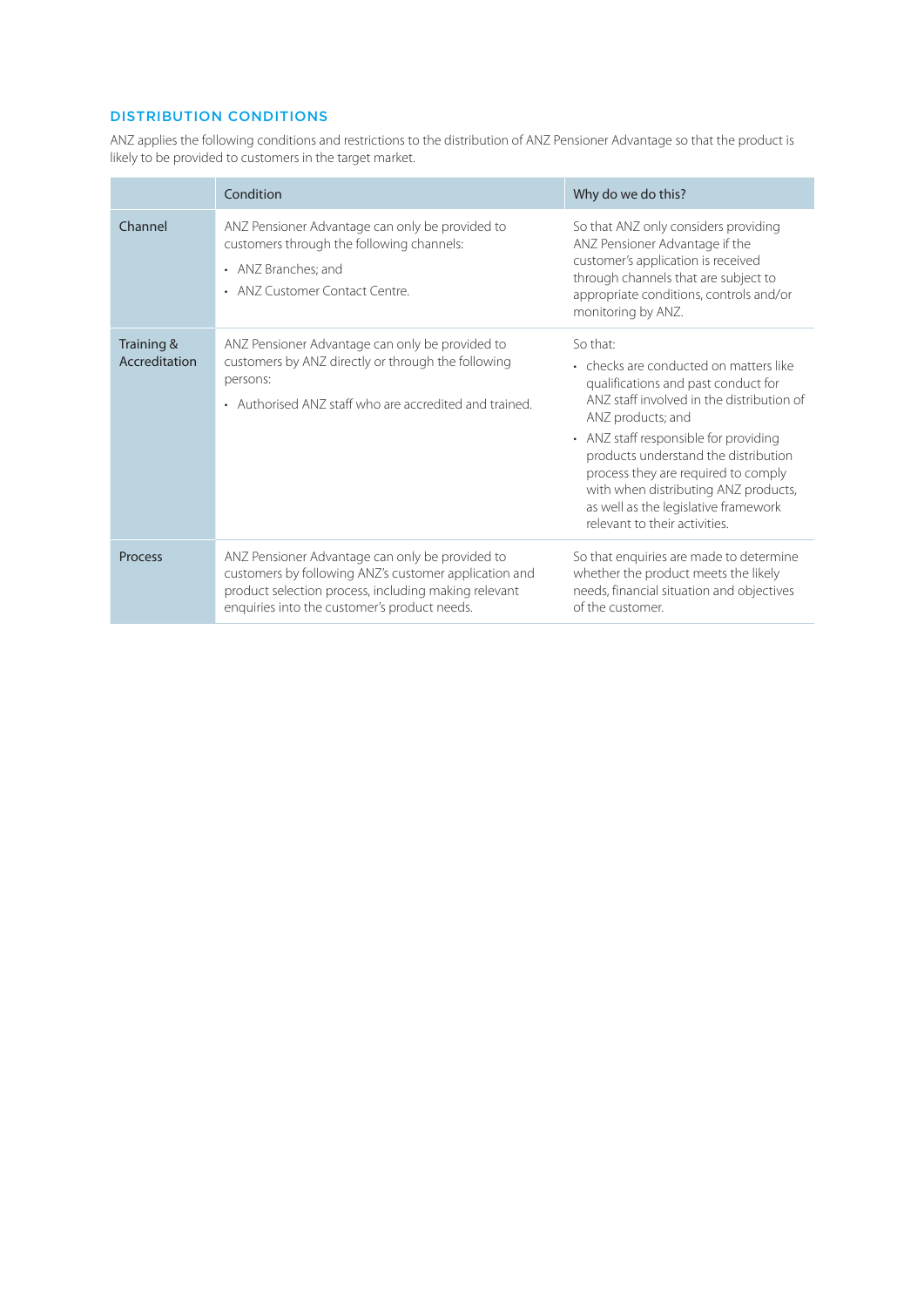## DISTRIBUTION CONDITIONS

ANZ applies the following conditions and restrictions to the distribution of ANZ Pensioner Advantage so that the product is likely to be provided to customers in the target market.

| | Condition | Why do we do this? |
|---|---|---|
| Channel | ANZ Pensioner Advantage can only be provided to customers through the following channels:<br>• ANZ Branches; and<br>• ANZ Customer Contact Centre. | So that ANZ only considers providing ANZ Pensioner Advantage if the customer's application is received through channels that are subject to appropriate conditions, controls and/or monitoring by ANZ. |
| Training & Accreditation | ANZ Pensioner Advantage can only be provided to customers by ANZ directly or through the following persons:<br>• Authorised ANZ staff who are accredited and trained. | So that:<br>• checks are conducted on matters like qualifications and past conduct for ANZ staff involved in the distribution of ANZ products; and<br>• ANZ staff responsible for providing products understand the distribution process they are required to comply with when distributing ANZ products, as well as the legislative framework relevant to their activities. |
| Process | ANZ Pensioner Advantage can only be provided to customers by following ANZ's customer application and product selection process, including making relevant enquiries into the customer's product needs. | So that enquiries are made to determine whether the product meets the likely needs, financial situation and objectives of the customer. |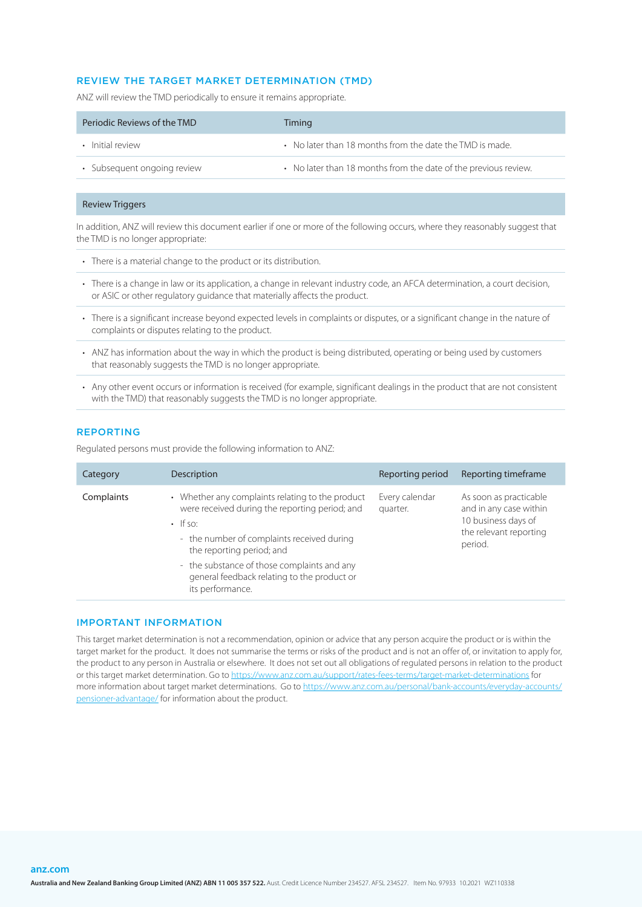## REVIEW THE TARGET MARKET DETERMINATION (TMD)

ANZ will review the TMD periodically to ensure it remains appropriate.

| Periodic Reviews of the TMD | Timing |
|---|---|
| • Initial review | • No later than 18 months from the date the TMD is made. |
| • Subsequent ongoing review | • No later than 18 months from the date of the previous review. |

| Review Triggers |
|---|
| In addition, ANZ will review this document earlier if one or more of the following occurs, where they reasonably suggest that the TMD is no longer appropriate: |
| • There is a material change to the product or its distribution. |
| • There is a change in law or its application, a change in relevant industry code, an AFCA determination, a court decision, or ASIC or other regulatory guidance that materially affects the product. |
| • There is a significant increase beyond expected levels in complaints or disputes, or a significant change in the nature of complaints or disputes relating to the product. |
| • ANZ has information about the way in which the product is being distributed, operating or being used by customers that reasonably suggests the TMD is no longer appropriate. |
| • Any other event occurs or information is received (for example, significant dealings in the product that are not consistent with the TMD) that reasonably suggests the TMD is no longer appropriate. |

## REPORTING

Regulated persons must provide the following information to ANZ:

| Category | Description | Reporting period | Reporting timeframe |
|---|---|---|---|
| Complaints | • Whether any complaints relating to the product were received during the reporting period; and<br>• If so:<br>- the number of complaints received during the reporting period; and<br>- the substance of those complaints and any general feedback relating to the product or its performance. | Every calendar quarter. | As soon as practicable and in any case within 10 business days of the relevant reporting period. |

## IMPORTANT INFORMATION

This target market determination is not a recommendation, opinion or advice that any person acquire the product or is within the target market for the product. It does not summarise the terms or risks of the product and is not an offer of, or invitation to apply for, the product to any person in Australia or elsewhere. It does not set out all obligations of regulated persons in relation to the product or this target market determination. Go to https://www.anz.com.au/support/rates-fees-terms/target-market-determinations for more information about target market determinations. Go to https://www.anz.com.au/personal/bank-accounts/everyday-accounts/pensioner-advantage/ for information about the product.

anz.com

**Australia and New Zealand Banking Group Limited (ANZ) ABN 11 005 357 522.** Aust. Credit Licence Number 234527. AFSL 234527. Item No. 97933 10.2021 WZ110338